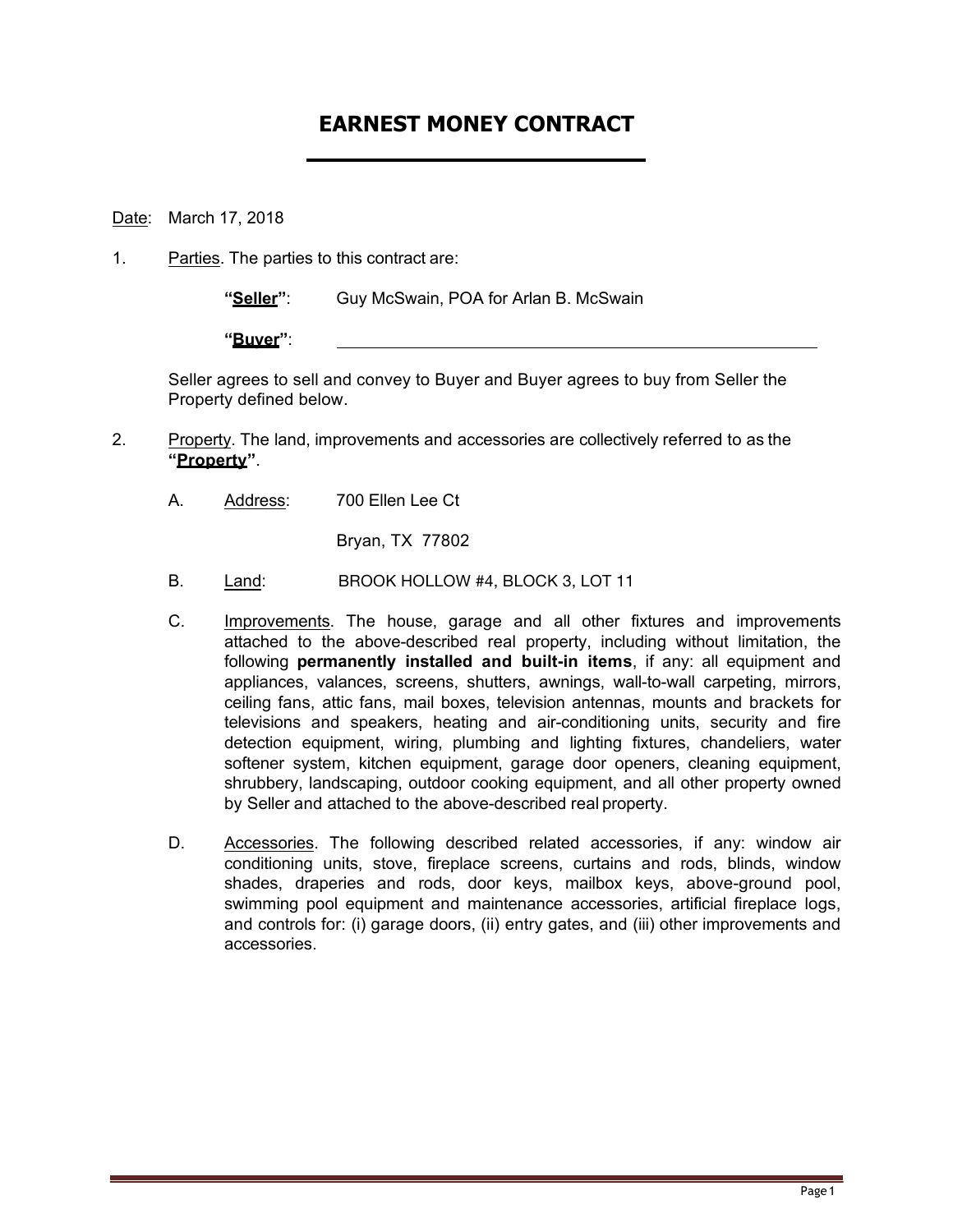# EARNEST MONEY CONTRACT

Date: March 17, 2018

1. Parties. The parties to this contract are:

   **"Seller"**: Guy McSwain, POA for Arlan B. McSwain

   **"Buyer"**: ______________________________

   Seller agrees to sell and convey to Buyer and Buyer agrees to buy from Seller the Property defined below.

2. Property. The land, improvements and accessories are collectively referred to as the **"Property"**.

   A. Address: 700 Ellen Lee Ct

      Bryan, TX 77802

   B. Land: BROOK HOLLOW #4, BLOCK 3, LOT 11

   C. Improvements. The house, garage and all other fixtures and improvements attached to the above-described real property, including without limitation, the following **permanently installed and built-in items**, if any: all equipment and appliances, valances, screens, shutters, awnings, wall-to-wall carpeting, mirrors, ceiling fans, attic fans, mail boxes, television antennas, mounts and brackets for televisions and speakers, heating and air-conditioning units, security and fire detection equipment, wiring, plumbing and lighting fixtures, chandeliers, water softener system, kitchen equipment, garage door openers, cleaning equipment, shrubbery, landscaping, outdoor cooking equipment, and all other property owned by Seller and attached to the above-described real property.

   D. Accessories. The following described related accessories, if any: window air conditioning units, stove, fireplace screens, curtains and rods, blinds, window shades, draperies and rods, door keys, mailbox keys, above-ground pool, swimming pool equipment and maintenance accessories, artificial fireplace logs, and controls for: (i) garage doors, (ii) entry gates, and (iii) other improvements and accessories.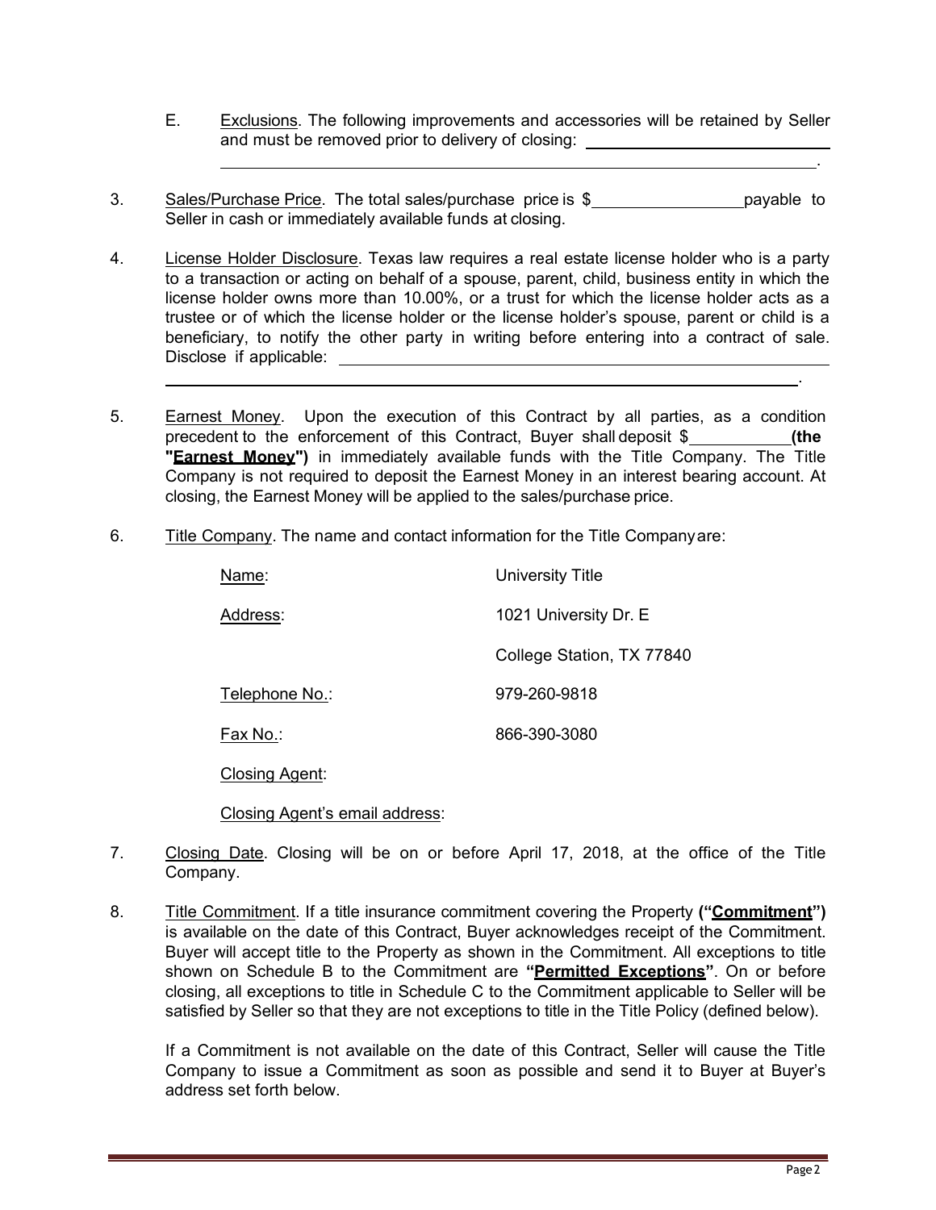E. Exclusions. The following improvements and accessories will be retained by Seller and must be removed prior to delivery of closing: ______________________________ ______________________________________________________________________.

3. Sales/Purchase Price. The total sales/purchase price is $__________________ payable to Seller in cash or immediately available funds at closing.

4. License Holder Disclosure. Texas law requires a real estate license holder who is a party to a transaction or acting on behalf of a spouse, parent, child, business entity in which the license holder owns more than 10.00%, or a trust for which the license holder acts as a trustee or of which the license holder or the license holder's spouse, parent or child is a beneficiary, to notify the other party in writing before entering into a contract of sale. Disclose if applicable: ______________________________________________________ ______________________________________________________________________.

5. Earnest Money. Upon the execution of this Contract by all parties, as a condition precedent to the enforcement of this Contract, Buyer shall deposit $____________ **(the "Earnest Money")** in immediately available funds with the Title Company. The Title Company is not required to deposit the Earnest Money in an interest bearing account. At closing, the Earnest Money will be applied to the sales/purchase price.

6. Title Company. The name and contact information for the Title Company are:

| | |
|---|---|
| Name: | University Title |
| Address: | 1021 University Dr. E |
| | College Station, TX 77840 |
| Telephone No.: | 979-260-9818 |
| Fax No.: | 866-390-3080 |
| Closing Agent: | |
| Closing Agent's email address: | |

7. Closing Date. Closing will be on or before April 17, 2018, at the office of the Title Company.

8. Title Commitment. If a title insurance commitment covering the Property **("Commitment")** is available on the date of this Contract, Buyer acknowledges receipt of the Commitment. Buyer will accept title to the Property as shown in the Commitment. All exceptions to title shown on Schedule B to the Commitment are **"Permitted Exceptions"**. On or before closing, all exceptions to title in Schedule C to the Commitment applicable to Seller will be satisfied by Seller so that they are not exceptions to title in the Title Policy (defined below).

   If a Commitment is not available on the date of this Contract, Seller will cause the Title Company to issue a Commitment as soon as possible and send it to Buyer at Buyer's address set forth below.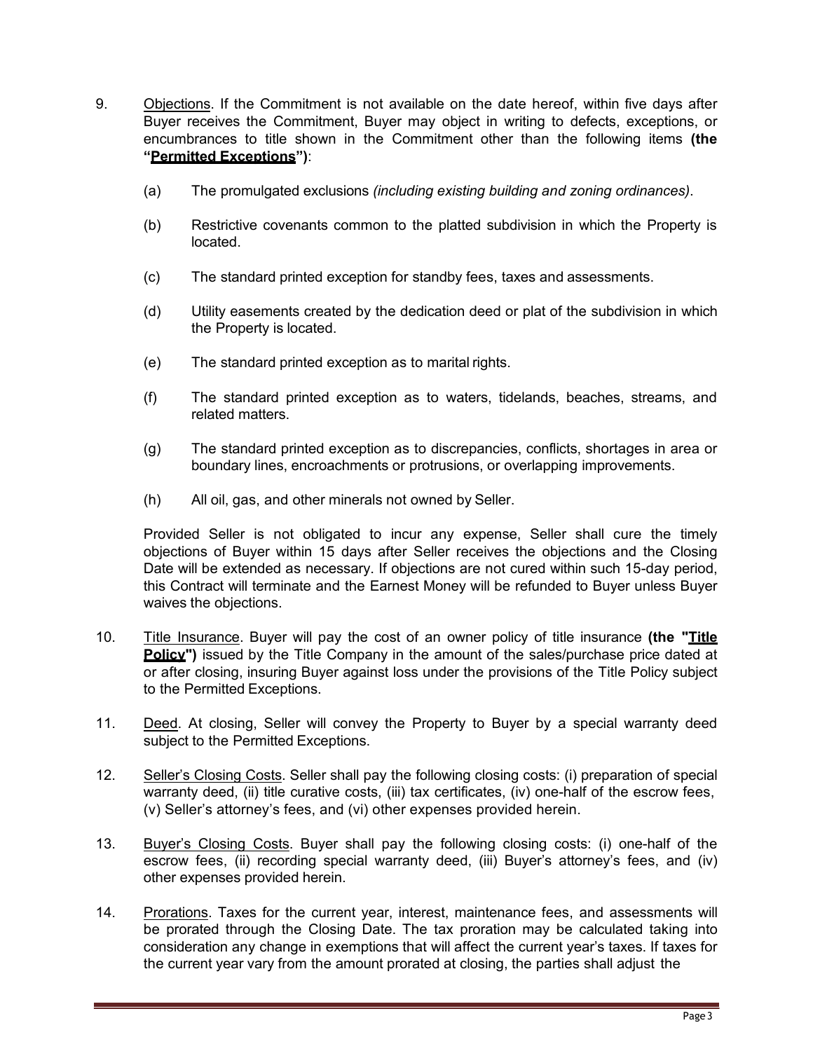9. <u>Objections</u>. If the Commitment is not available on the date hereof, within five days after Buyer receives the Commitment, Buyer may object in writing to defects, exceptions, or encumbrances to title shown in the Commitment other than the following items **(the "<u>Permitted Exceptions</u>")**:

   (a) The promulgated exclusions *(including existing building and zoning ordinances)*.

   (b) Restrictive covenants common to the platted subdivision in which the Property is located.

   (c) The standard printed exception for standby fees, taxes and assessments.

   (d) Utility easements created by the dedication deed or plat of the subdivision in which the Property is located.

   (e) The standard printed exception as to marital rights.

   (f) The standard printed exception as to waters, tidelands, beaches, streams, and related matters.

   (g) The standard printed exception as to discrepancies, conflicts, shortages in area or boundary lines, encroachments or protrusions, or overlapping improvements.

   (h) All oil, gas, and other minerals not owned by Seller.

   Provided Seller is not obligated to incur any expense, Seller shall cure the timely objections of Buyer within 15 days after Seller receives the objections and the Closing Date will be extended as necessary. If objections are not cured within such 15-day period, this Contract will terminate and the Earnest Money will be refunded to Buyer unless Buyer waives the objections.

10. <u>Title Insurance</u>. Buyer will pay the cost of an owner policy of title insurance **(the "<u>Title Policy</u>")** issued by the Title Company in the amount of the sales/purchase price dated at or after closing, insuring Buyer against loss under the provisions of the Title Policy subject to the Permitted Exceptions.

11. <u>Deed</u>. At closing, Seller will convey the Property to Buyer by a special warranty deed subject to the Permitted Exceptions.

12. <u>Seller's Closing Costs</u>. Seller shall pay the following closing costs: (i) preparation of special warranty deed, (ii) title curative costs, (iii) tax certificates, (iv) one-half of the escrow fees, (v) Seller's attorney's fees, and (vi) other expenses provided herein.

13. <u>Buyer's Closing Costs</u>. Buyer shall pay the following closing costs: (i) one-half of the escrow fees, (ii) recording special warranty deed, (iii) Buyer's attorney's fees, and (iv) other expenses provided herein.

14. <u>Prorations</u>. Taxes for the current year, interest, maintenance fees, and assessments will be prorated through the Closing Date. The tax proration may be calculated taking into consideration any change in exemptions that will affect the current year's taxes. If taxes for the current year vary from the amount prorated at closing, the parties shall adjust the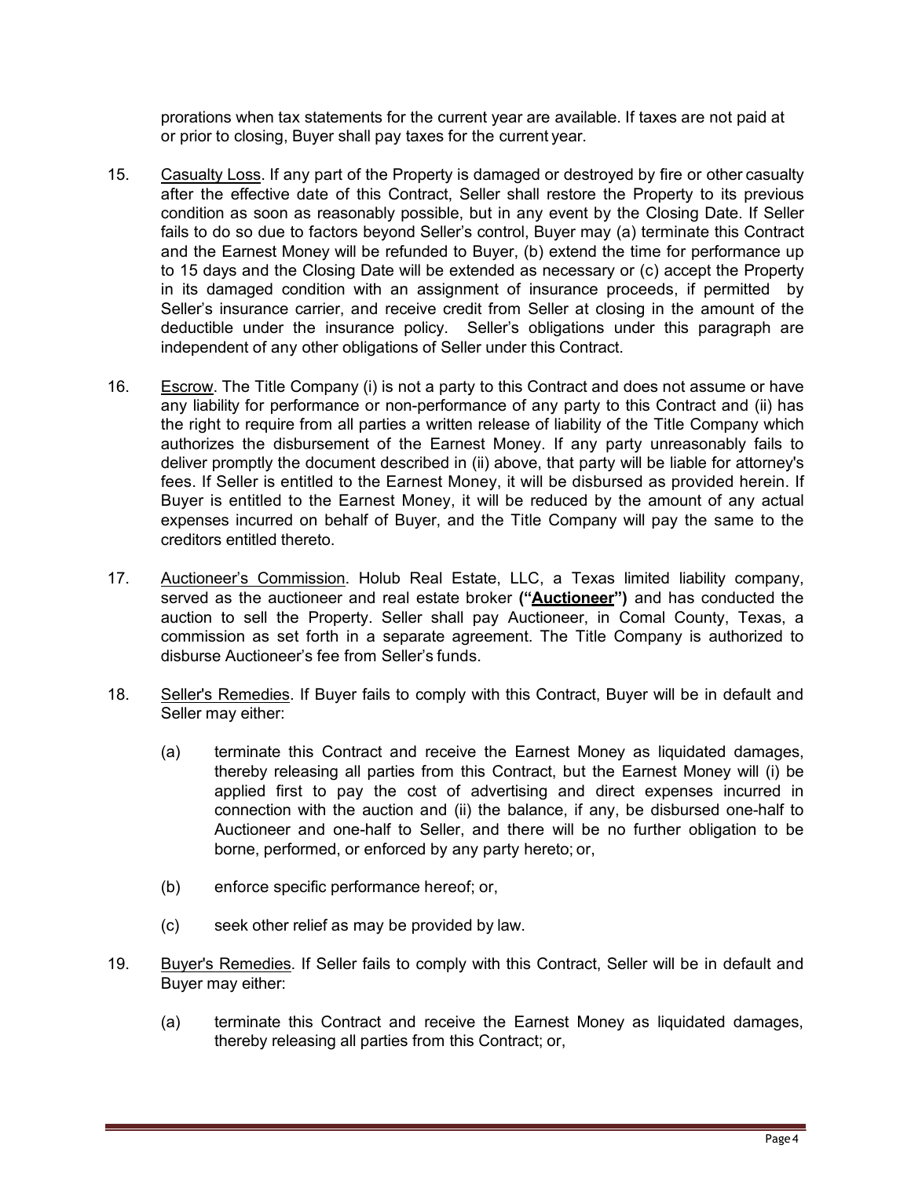prorations when tax statements for the current year are available. If taxes are not paid at or prior to closing, Buyer shall pay taxes for the current year.

15. Casualty Loss. If any part of the Property is damaged or destroyed by fire or other casualty after the effective date of this Contract, Seller shall restore the Property to its previous condition as soon as reasonably possible, but in any event by the Closing Date. If Seller fails to do so due to factors beyond Seller's control, Buyer may (a) terminate this Contract and the Earnest Money will be refunded to Buyer, (b) extend the time for performance up to 15 days and the Closing Date will be extended as necessary or (c) accept the Property in its damaged condition with an assignment of insurance proceeds, if permitted by Seller's insurance carrier, and receive credit from Seller at closing in the amount of the deductible under the insurance policy. Seller's obligations under this paragraph are independent of any other obligations of Seller under this Contract.

16. Escrow. The Title Company (i) is not a party to this Contract and does not assume or have any liability for performance or non-performance of any party to this Contract and (ii) has the right to require from all parties a written release of liability of the Title Company which authorizes the disbursement of the Earnest Money. If any party unreasonably fails to deliver promptly the document described in (ii) above, that party will be liable for attorney's fees. If Seller is entitled to the Earnest Money, it will be disbursed as provided herein. If Buyer is entitled to the Earnest Money, it will be reduced by the amount of any actual expenses incurred on behalf of Buyer, and the Title Company will pay the same to the creditors entitled thereto.

17. Auctioneer's Commission. Holub Real Estate, LLC, a Texas limited liability company, served as the auctioneer and real estate broker **("Auctioneer")** and has conducted the auction to sell the Property. Seller shall pay Auctioneer, in Comal County, Texas, a commission as set forth in a separate agreement. The Title Company is authorized to disburse Auctioneer's fee from Seller's funds.

18. Seller's Remedies. If Buyer fails to comply with this Contract, Buyer will be in default and Seller may either:

    (a) terminate this Contract and receive the Earnest Money as liquidated damages, thereby releasing all parties from this Contract, but the Earnest Money will (i) be applied first to pay the cost of advertising and direct expenses incurred in connection with the auction and (ii) the balance, if any, be disbursed one-half to Auctioneer and one-half to Seller, and there will be no further obligation to be borne, performed, or enforced by any party hereto; or,

    (b) enforce specific performance hereof; or,

    (c) seek other relief as may be provided by law.

19. Buyer's Remedies. If Seller fails to comply with this Contract, Seller will be in default and Buyer may either:

    (a) terminate this Contract and receive the Earnest Money as liquidated damages, thereby releasing all parties from this Contract; or,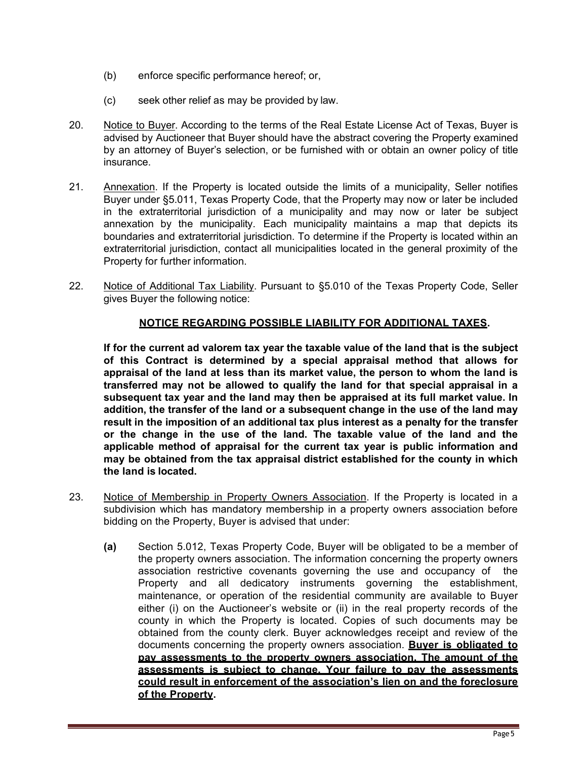(b) enforce specific performance hereof; or,

(c) seek other relief as may be provided by law.

20. Notice to Buyer. According to the terms of the Real Estate License Act of Texas, Buyer is advised by Auctioneer that Buyer should have the abstract covering the Property examined by an attorney of Buyer's selection, or be furnished with or obtain an owner policy of title insurance.

21. Annexation. If the Property is located outside the limits of a municipality, Seller notifies Buyer under §5.011, Texas Property Code, that the Property may now or later be included in the extraterritorial jurisdiction of a municipality and may now or later be subject annexation by the municipality. Each municipality maintains a map that depicts its boundaries and extraterritorial jurisdiction. To determine if the Property is located within an extraterritorial jurisdiction, contact all municipalities located in the general proximity of the Property for further information.

22. Notice of Additional Tax Liability. Pursuant to §5.010 of the Texas Property Code, Seller gives Buyer the following notice:

**NOTICE REGARDING POSSIBLE LIABILITY FOR ADDITIONAL TAXES.**

**If for the current ad valorem tax year the taxable value of the land that is the subject of this Contract is determined by a special appraisal method that allows for appraisal of the land at less than its market value, the person to whom the land is transferred may not be allowed to qualify the land for that special appraisal in a subsequent tax year and the land may then be appraised at its full market value. In addition, the transfer of the land or a subsequent change in the use of the land may result in the imposition of an additional tax plus interest as a penalty for the transfer or the change in the use of the land. The taxable value of the land and the applicable method of appraisal for the current tax year is public information and may be obtained from the tax appraisal district established for the county in which the land is located.**

23. Notice of Membership in Property Owners Association. If the Property is located in a subdivision which has mandatory membership in a property owners association before bidding on the Property, Buyer is advised that under:

**(a)** Section 5.012, Texas Property Code, Buyer will be obligated to be a member of the property owners association. The information concerning the property owners association restrictive covenants governing the use and occupancy of the Property and all dedicatory instruments governing the establishment, maintenance, or operation of the residential community are available to Buyer either (i) on the Auctioneer's website or (ii) in the real property records of the county in which the Property is located. Copies of such documents may be obtained from the county clerk. Buyer acknowledges receipt and review of the documents concerning the property owners association. **Buyer is obligated to pay assessments to the property owners association. The amount of the assessments is subject to change. Your failure to pay the assessments could result in enforcement of the association's lien on and the foreclosure of the Property.**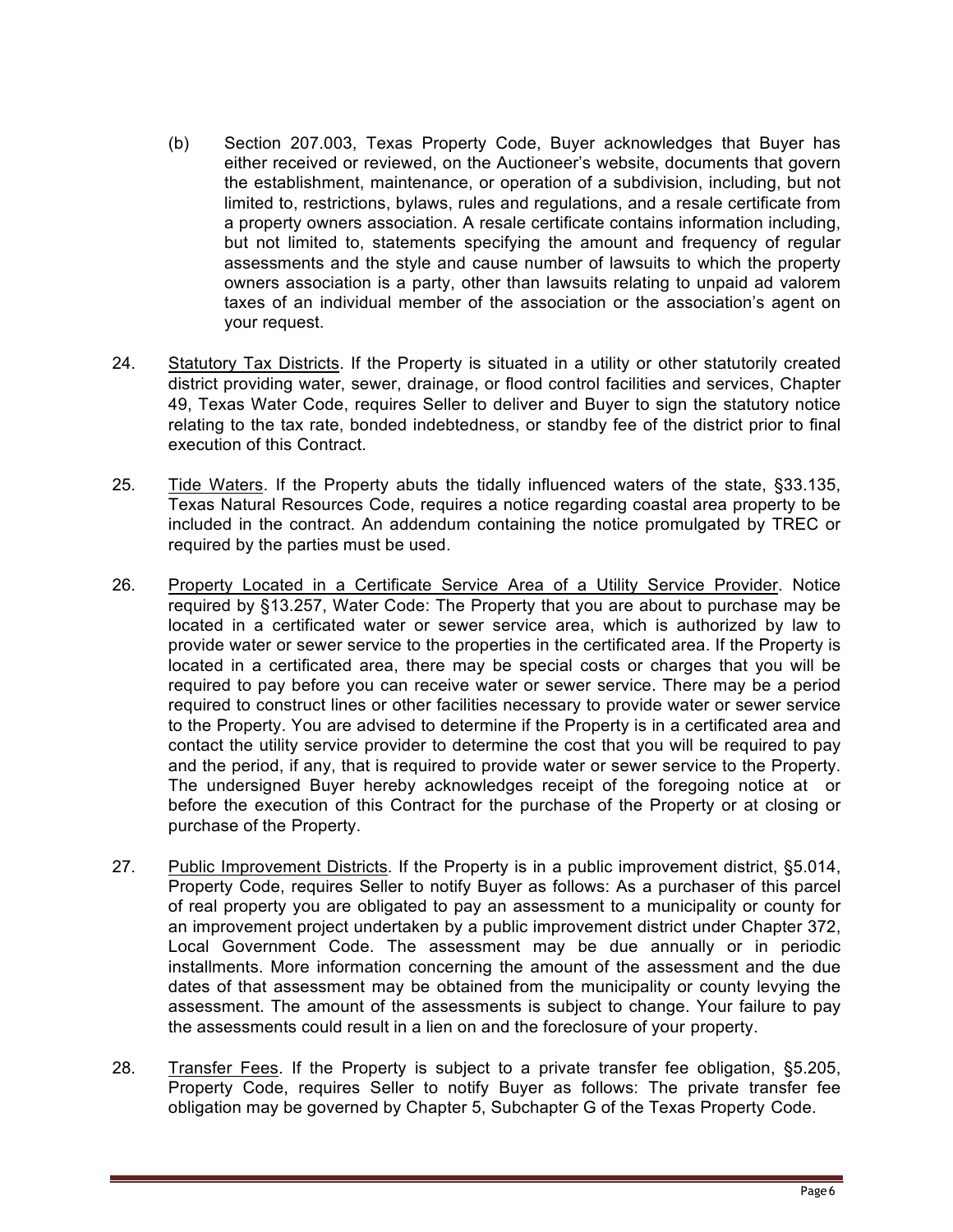(b) Section 207.003, Texas Property Code, Buyer acknowledges that Buyer has either received or reviewed, on the Auctioneer's website, documents that govern the establishment, maintenance, or operation of a subdivision, including, but not limited to, restrictions, bylaws, rules and regulations, and a resale certificate from a property owners association. A resale certificate contains information including, but not limited to, statements specifying the amount and frequency of regular assessments and the style and cause number of lawsuits to which the property owners association is a party, other than lawsuits relating to unpaid ad valorem taxes of an individual member of the association or the association's agent on your request.

24. Statutory Tax Districts. If the Property is situated in a utility or other statutorily created district providing water, sewer, drainage, or flood control facilities and services, Chapter 49, Texas Water Code, requires Seller to deliver and Buyer to sign the statutory notice relating to the tax rate, bonded indebtedness, or standby fee of the district prior to final execution of this Contract.

25. Tide Waters. If the Property abuts the tidally influenced waters of the state, §33.135, Texas Natural Resources Code, requires a notice regarding coastal area property to be included in the contract. An addendum containing the notice promulgated by TREC or required by the parties must be used.

26. Property Located in a Certificate Service Area of a Utility Service Provider. Notice required by §13.257, Water Code: The Property that you are about to purchase may be located in a certificated water or sewer service area, which is authorized by law to provide water or sewer service to the properties in the certificated area. If the Property is located in a certificated area, there may be special costs or charges that you will be required to pay before you can receive water or sewer service. There may be a period required to construct lines or other facilities necessary to provide water or sewer service to the Property. You are advised to determine if the Property is in a certificated area and contact the utility service provider to determine the cost that you will be required to pay and the period, if any, that is required to provide water or sewer service to the Property. The undersigned Buyer hereby acknowledges receipt of the foregoing notice at or before the execution of this Contract for the purchase of the Property or at closing or purchase of the Property.

27. Public Improvement Districts. If the Property is in a public improvement district, §5.014, Property Code, requires Seller to notify Buyer as follows: As a purchaser of this parcel of real property you are obligated to pay an assessment to a municipality or county for an improvement project undertaken by a public improvement district under Chapter 372, Local Government Code. The assessment may be due annually or in periodic installments. More information concerning the amount of the assessment and the due dates of that assessment may be obtained from the municipality or county levying the assessment. The amount of the assessments is subject to change. Your failure to pay the assessments could result in a lien on and the foreclosure of your property.

28. Transfer Fees. If the Property is subject to a private transfer fee obligation, §5.205, Property Code, requires Seller to notify Buyer as follows: The private transfer fee obligation may be governed by Chapter 5, Subchapter G of the Texas Property Code.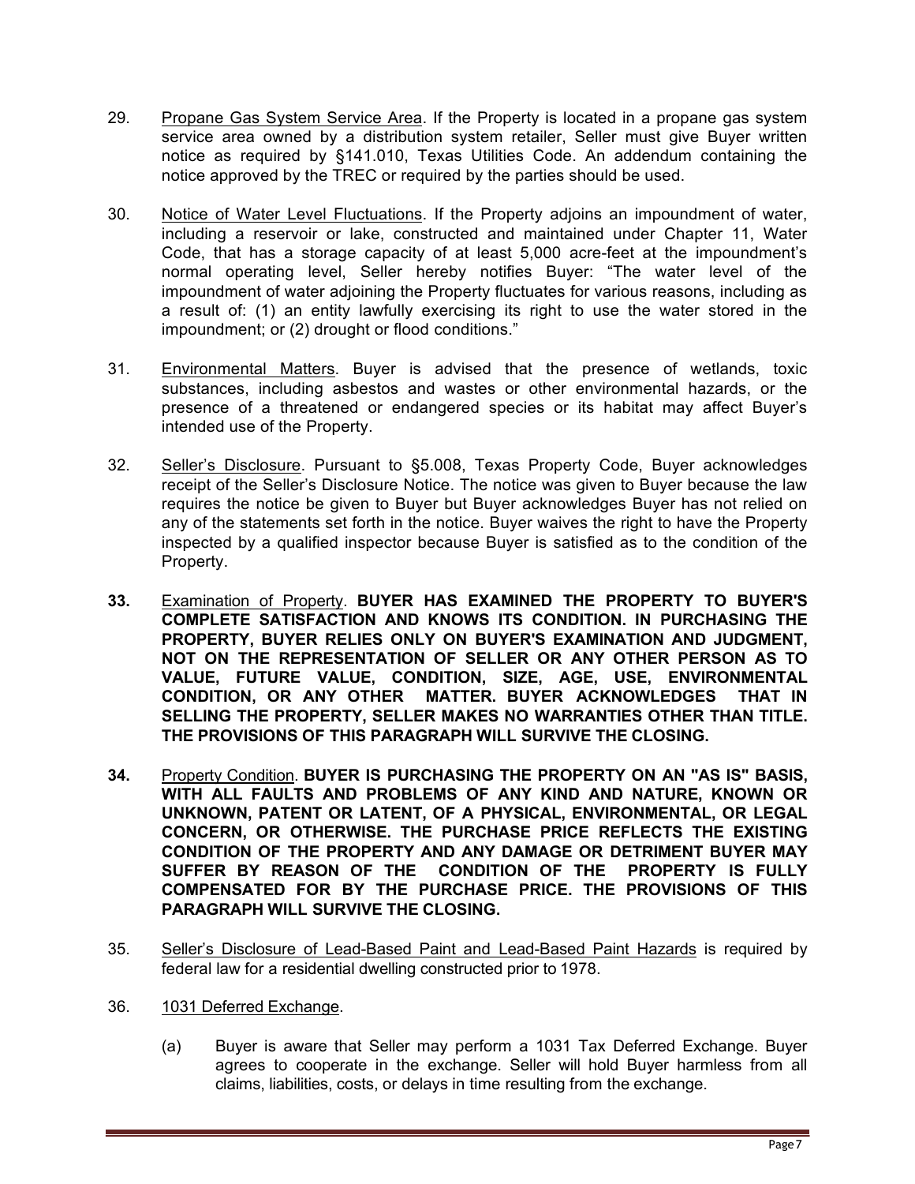29. Propane Gas System Service Area. If the Property is located in a propane gas system service area owned by a distribution system retailer, Seller must give Buyer written notice as required by §141.010, Texas Utilities Code. An addendum containing the notice approved by the TREC or required by the parties should be used.

30. Notice of Water Level Fluctuations. If the Property adjoins an impoundment of water, including a reservoir or lake, constructed and maintained under Chapter 11, Water Code, that has a storage capacity of at least 5,000 acre-feet at the impoundment's normal operating level, Seller hereby notifies Buyer: "The water level of the impoundment of water adjoining the Property fluctuates for various reasons, including as a result of: (1) an entity lawfully exercising its right to use the water stored in the impoundment; or (2) drought or flood conditions."

31. Environmental Matters. Buyer is advised that the presence of wetlands, toxic substances, including asbestos and wastes or other environmental hazards, or the presence of a threatened or endangered species or its habitat may affect Buyer's intended use of the Property.

32. Seller's Disclosure. Pursuant to §5.008, Texas Property Code, Buyer acknowledges receipt of the Seller's Disclosure Notice. The notice was given to Buyer because the law requires the notice be given to Buyer but Buyer acknowledges Buyer has not relied on any of the statements set forth in the notice. Buyer waives the right to have the Property inspected by a qualified inspector because Buyer is satisfied as to the condition of the Property.

**33.** Examination of Property. **BUYER HAS EXAMINED THE PROPERTY TO BUYER'S COMPLETE SATISFACTION AND KNOWS ITS CONDITION. IN PURCHASING THE PROPERTY, BUYER RELIES ONLY ON BUYER'S EXAMINATION AND JUDGMENT, NOT ON THE REPRESENTATION OF SELLER OR ANY OTHER PERSON AS TO VALUE, FUTURE VALUE, CONDITION, SIZE, AGE, USE, ENVIRONMENTAL CONDITION, OR ANY OTHER MATTER. BUYER ACKNOWLEDGES THAT IN SELLING THE PROPERTY, SELLER MAKES NO WARRANTIES OTHER THAN TITLE. THE PROVISIONS OF THIS PARAGRAPH WILL SURVIVE THE CLOSING.**

**34.** Property Condition. **BUYER IS PURCHASING THE PROPERTY ON AN "AS IS" BASIS, WITH ALL FAULTS AND PROBLEMS OF ANY KIND AND NATURE, KNOWN OR UNKNOWN, PATENT OR LATENT, OF A PHYSICAL, ENVIRONMENTAL, OR LEGAL CONCERN, OR OTHERWISE. THE PURCHASE PRICE REFLECTS THE EXISTING CONDITION OF THE PROPERTY AND ANY DAMAGE OR DETRIMENT BUYER MAY SUFFER BY REASON OF THE CONDITION OF THE PROPERTY IS FULLY COMPENSATED FOR BY THE PURCHASE PRICE. THE PROVISIONS OF THIS PARAGRAPH WILL SURVIVE THE CLOSING.**

35. Seller's Disclosure of Lead-Based Paint and Lead-Based Paint Hazards is required by federal law for a residential dwelling constructed prior to 1978.

36. 1031 Deferred Exchange.

    (a) Buyer is aware that Seller may perform a 1031 Tax Deferred Exchange. Buyer agrees to cooperate in the exchange. Seller will hold Buyer harmless from all claims, liabilities, costs, or delays in time resulting from the exchange.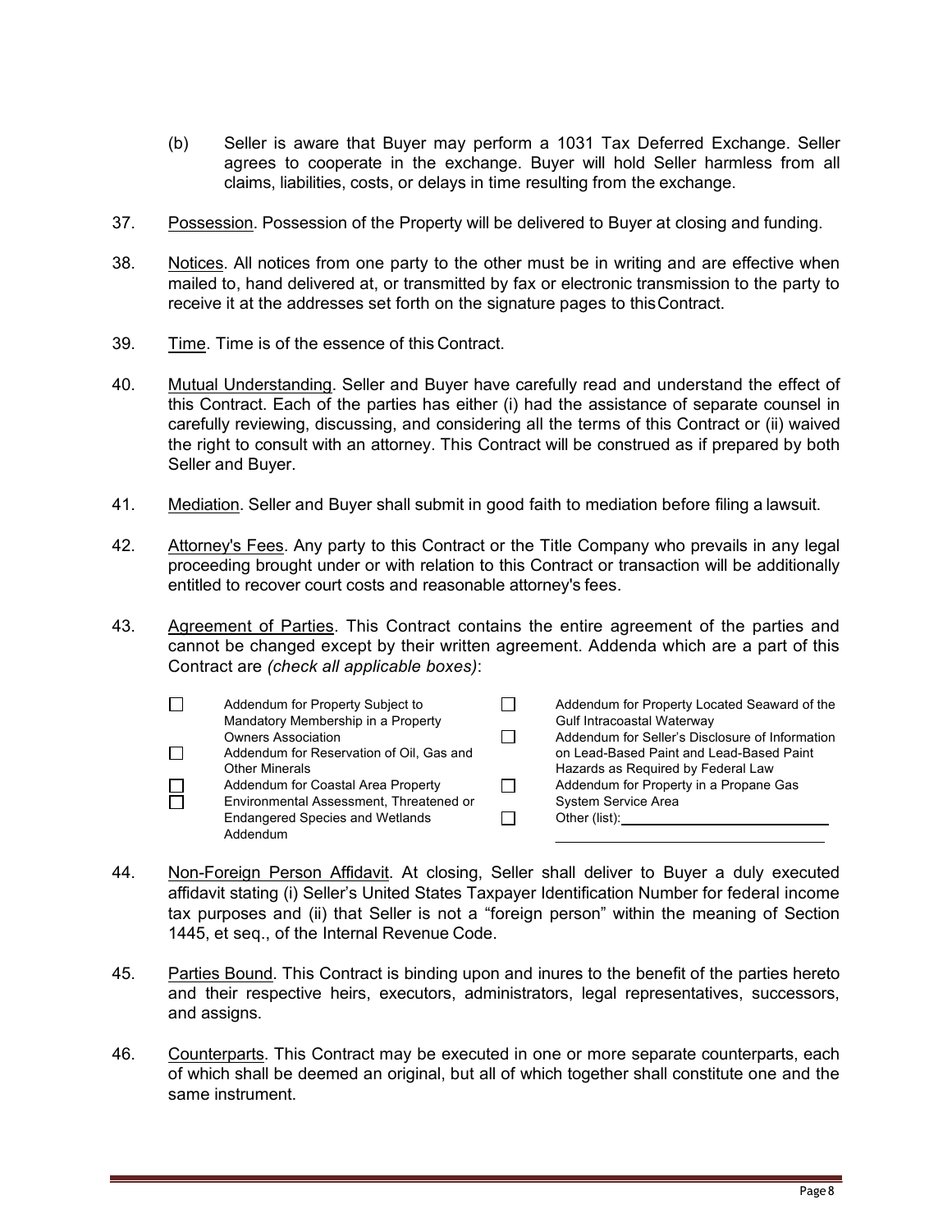(b) Seller is aware that Buyer may perform a 1031 Tax Deferred Exchange. Seller agrees to cooperate in the exchange. Buyer will hold Seller harmless from all claims, liabilities, costs, or delays in time resulting from the exchange.

37. Possession. Possession of the Property will be delivered to Buyer at closing and funding.

38. Notices. All notices from one party to the other must be in writing and are effective when mailed to, hand delivered at, or transmitted by fax or electronic transmission to the party to receive it at the addresses set forth on the signature pages to this Contract.

39. Time. Time is of the essence of this Contract.

40. Mutual Understanding. Seller and Buyer have carefully read and understand the effect of this Contract. Each of the parties has either (i) had the assistance of separate counsel in carefully reviewing, discussing, and considering all the terms of this Contract or (ii) waived the right to consult with an attorney. This Contract will be construed as if prepared by both Seller and Buyer.

41. Mediation. Seller and Buyer shall submit in good faith to mediation before filing a lawsuit.

42. Attorney's Fees. Any party to this Contract or the Title Company who prevails in any legal proceeding brought under or with relation to this Contract or transaction will be additionally entitled to recover court costs and reasonable attorney's fees.

43. Agreement of Parties. This Contract contains the entire agreement of the parties and cannot be changed except by their written agreement. Addenda which are a part of this Contract are *(check all applicable boxes)*:

- ☐ Addendum for Property Subject to Mandatory Membership in a Property Owners Association
- ☐ Addendum for Reservation of Oil, Gas and Other Minerals
- ☐ Addendum for Coastal Area Property
- ☐ Environmental Assessment, Threatened or Endangered Species and Wetlands Addendum
- ☐ Addendum for Property Located Seaward of the Gulf Intracoastal Waterway
- ☐ Addendum for Seller's Disclosure of Information on Lead-Based Paint and Lead-Based Paint Hazards as Required by Federal Law
- ☐ Addendum for Property in a Propane Gas System Service Area
- ☐ Other (list): ______________________________

44. Non-Foreign Person Affidavit. At closing, Seller shall deliver to Buyer a duly executed affidavit stating (i) Seller's United States Taxpayer Identification Number for federal income tax purposes and (ii) that Seller is not a "foreign person" within the meaning of Section 1445, et seq., of the Internal Revenue Code.

45. Parties Bound. This Contract is binding upon and inures to the benefit of the parties hereto and their respective heirs, executors, administrators, legal representatives, successors, and assigns.

46. Counterparts. This Contract may be executed in one or more separate counterparts, each of which shall be deemed an original, but all of which together shall constitute one and the same instrument.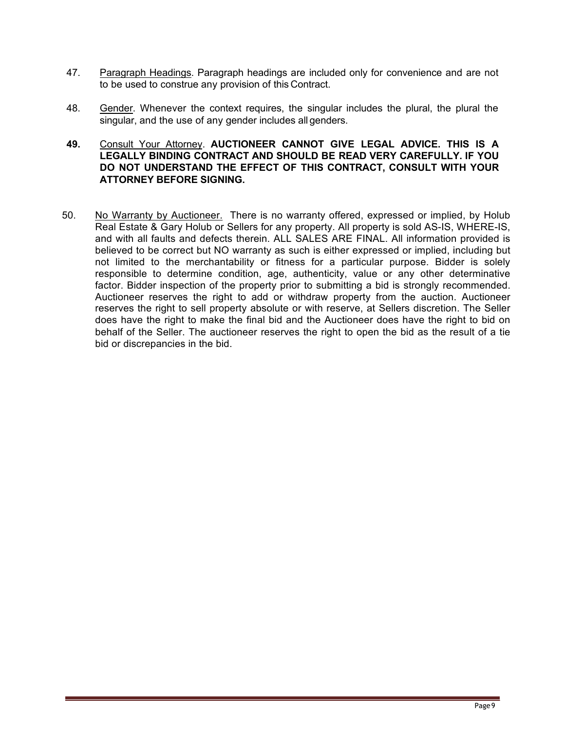47. Paragraph Headings. Paragraph headings are included only for convenience and are not to be used to construe any provision of this Contract.

48. Gender. Whenever the context requires, the singular includes the plural, the plural the singular, and the use of any gender includes all genders.

**49.** Consult Your Attorney. **AUCTIONEER CANNOT GIVE LEGAL ADVICE. THIS IS A LEGALLY BINDING CONTRACT AND SHOULD BE READ VERY CAREFULLY. IF YOU DO NOT UNDERSTAND THE EFFECT OF THIS CONTRACT, CONSULT WITH YOUR ATTORNEY BEFORE SIGNING.**

50. No Warranty by Auctioneer. There is no warranty offered, expressed or implied, by Holub Real Estate & Gary Holub or Sellers for any property. All property is sold AS-IS, WHERE-IS, and with all faults and defects therein. ALL SALES ARE FINAL. All information provided is believed to be correct but NO warranty as such is either expressed or implied, including but not limited to the merchantability or fitness for a particular purpose. Bidder is solely responsible to determine condition, age, authenticity, value or any other determinative factor. Bidder inspection of the property prior to submitting a bid is strongly recommended. Auctioneer reserves the right to add or withdraw property from the auction. Auctioneer reserves the right to sell property absolute or with reserve, at Sellers discretion. The Seller does have the right to make the final bid and the Auctioneer does have the right to bid on behalf of the Seller. The auctioneer reserves the right to open the bid as the result of a tie bid or discrepancies in the bid.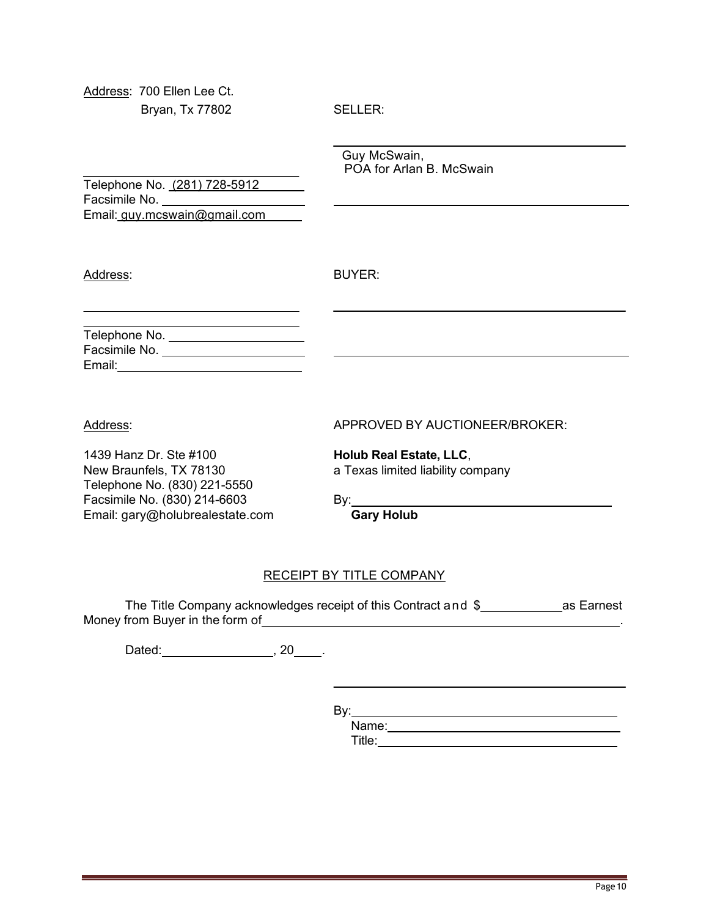Address: 700 Ellen Lee Ct.
Bryan, Tx 77802

SELLER:

______________________________
Guy McSwain,
POA for Arlan B. McSwain

______________________________

______________________________
Telephone No. (281) 728-5912
Facsimile No. ______________
Email: guy.mcswain@gmail.com

Address:

______________________________
______________________________
Telephone No. ______________
Facsimile No. ______________
Email: ______________

BUYER:

______________________________

______________________________

Address:

1439 Hanz Dr. Ste #100
New Braunfels, TX 78130
Telephone No. (830) 221-5550
Facsimile No. (830) 214-6603
Email: gary@holubrealestate.com

APPROVED BY AUCTIONEER/BROKER:

**Holub Real Estate, LLC**,
a Texas limited liability company

By: ______________________________
**Gary Holub**

## RECEIPT BY TITLE COMPANY

The Title Company acknowledges receipt of this Contract and $__________ as Earnest Money from Buyer in the form of ______________________________.

Dated: ______________, 20____.

______________________________

By: ______________________________
Name: ______________________________
Title: ______________________________